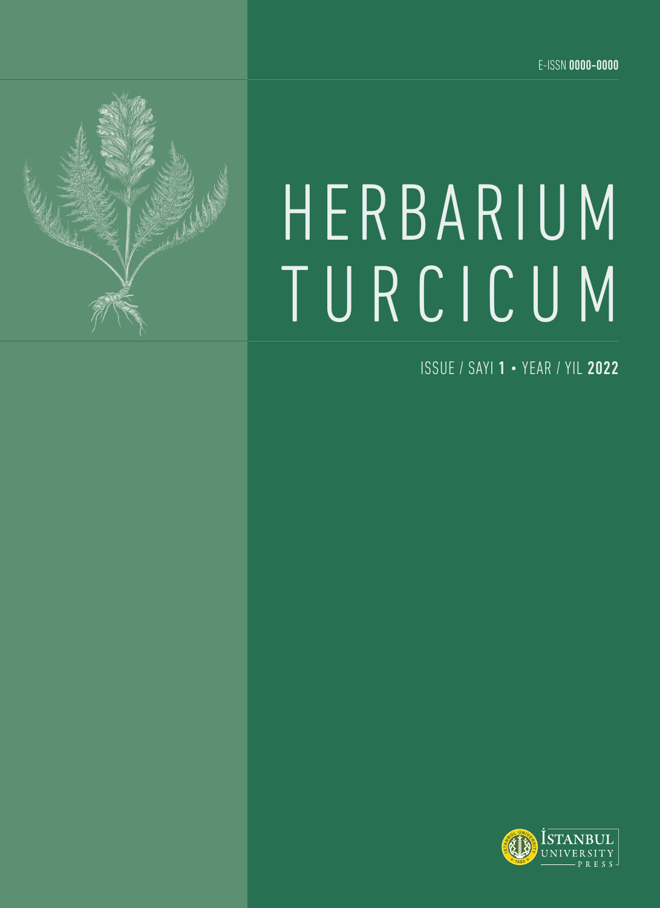E-ISSN **0000-0000**

# HERBARIUM TURCICUM

ISSUE / SAYI **1** • YEAR / YIL **2022**

İSTANBUL UNIVERSITY PRESS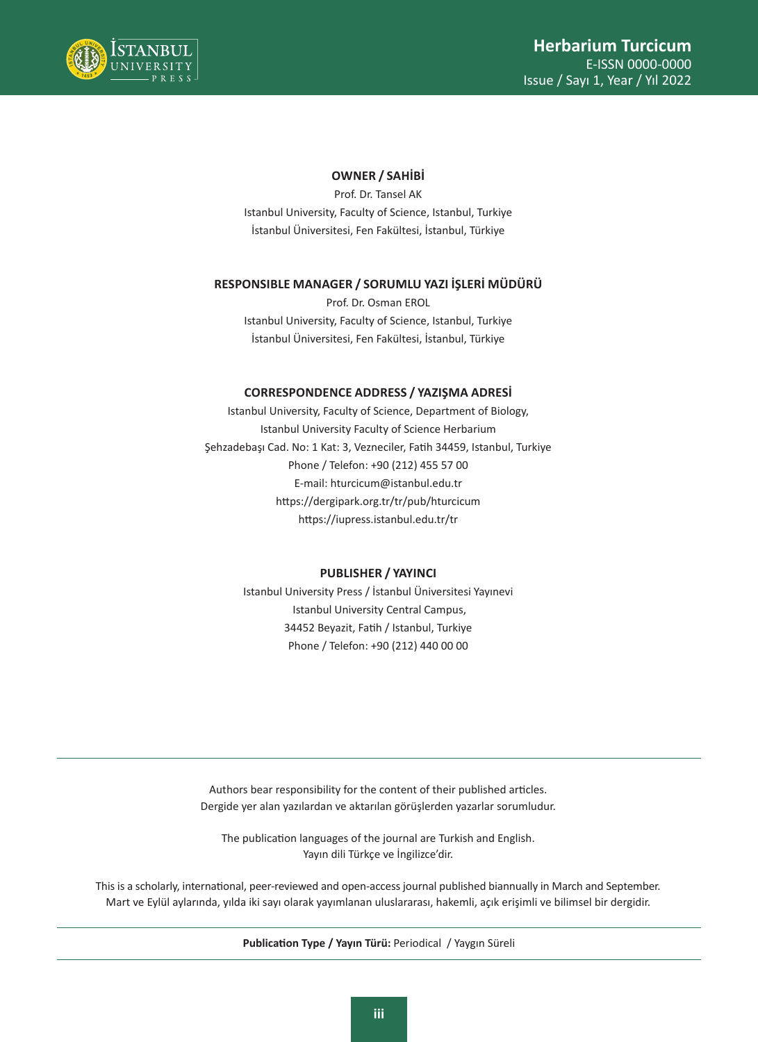## OWNER / SAHİBİ

Prof. Dr. Tansel AK

Istanbul University, Faculty of Science, Istanbul, Turkiye

İstanbul Üniversitesi, Fen Fakültesi, İstanbul, Türkiye

## RESPONSIBLE MANAGER / SORUMLU YAZI İŞLERİ MÜDÜRÜ

Prof. Dr. Osman EROL

Istanbul University, Faculty of Science, Istanbul, Turkiye

İstanbul Üniversitesi, Fen Fakültesi, İstanbul, Türkiye

## CORRESPONDENCE ADDRESS / YAZIŞMA ADRESİ

Istanbul University, Faculty of Science, Department of Biology,

Istanbul University Faculty of Science Herbarium

Şehzadebaşı Cad. No: 1 Kat: 3, Vezneciler, Fatih 34459, Istanbul, Turkiye

Phone / Telefon: +90 (212) 455 57 00

E-mail: hturcicum@istanbul.edu.tr

https://dergipark.org.tr/tr/pub/hturcicum

https://iupress.istanbul.edu.tr/tr

## PUBLISHER / YAYINCI

Istanbul University Press / İstanbul Üniversitesi Yayınevi

Istanbul University Central Campus,

34452 Beyazit, Fatih / Istanbul, Turkiye

Phone / Telefon: +90 (212) 440 00 00

---

Authors bear responsibility for the content of their published articles.
Dergide yer alan yazılardan ve aktarılan görüşlerden yazarlar sorumludur.

The publication languages of the journal are Turkish and English.
Yayın dili Türkçe ve İngilizce'dir.

This is a scholarly, international, peer-reviewed and open-access journal published biannually in March and September.
Mart ve Eylül aylarında, yılda iki sayı olarak yayımlanan uluslararası, hakemli, açık erişimli ve bilimsel bir dergidir.

---

**Publication Type / Yayın Türü:** Periodical / Yaygın Süreli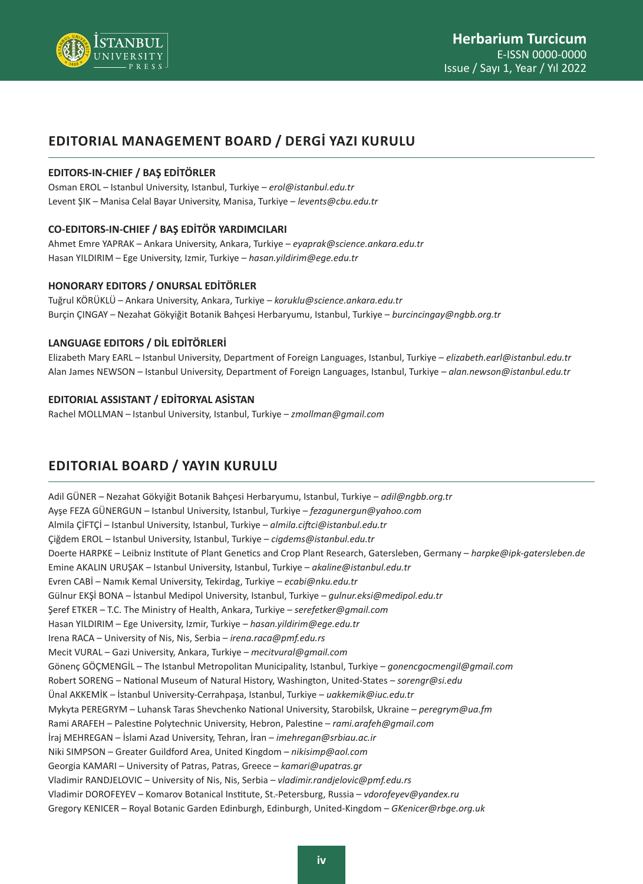## EDITORIAL MANAGEMENT BOARD / DERGİ YAZI KURULU

### EDITORS-IN-CHIEF / BAŞ EDİTÖRLER

Osman EROL – Istanbul University, Istanbul, Turkiye – *erol@istanbul.edu.tr*
Levent ŞIK – Manisa Celal Bayar University, Manisa, Turkiye – *levents@cbu.edu.tr*

### CO-EDITORS-IN-CHIEF / BAŞ EDİTÖR YARDIMCILARI

Ahmet Emre YAPRAK – Ankara University, Ankara, Turkiye – *eyaprak@science.ankara.edu.tr*
Hasan YILDIRIM – Ege University, Izmir, Turkiye – *hasan.yildirim@ege.edu.tr*

### HONORARY EDITORS / ONURSAL EDİTÖRLER

Tuğrul KÖRÜKLÜ – Ankara University, Ankara, Turkiye – *koruklu@science.ankara.edu.tr*
Burçin ÇINGAY – Nezahat Gökyiğit Botanik Bahçesi Herbaryumu, Istanbul, Turkiye – *burcincingay@ngbb.org.tr*

### LANGUAGE EDITORS / DİL EDİTÖRLERİ

Elizabeth Mary EARL – Istanbul University, Department of Foreign Languages, Istanbul, Turkiye – *elizabeth.earl@istanbul.edu.tr*
Alan James NEWSON – Istanbul University, Department of Foreign Languages, Istanbul, Turkiye – *alan.newson@istanbul.edu.tr*

### EDITORIAL ASSISTANT / EDİTORYAL ASİSTAN

Rachel MOLLMAN – Istanbul University, Istanbul, Turkiye – *zmollman@gmail.com*

## EDITORIAL BOARD / YAYIN KURULU

Adil GÜNER – Nezahat Gökyiğit Botanik Bahçesi Herbaryumu, Istanbul, Turkiye – *adil@ngbb.org.tr*
Ayşe FEZA GÜNERGUN – Istanbul University, Istanbul, Turkiye – *fezagunergun@yahoo.com*
Almila ÇİFTÇİ – Istanbul University, Istanbul, Turkiye – *almila.ciftci@istanbul.edu.tr*
Çiğdem EROL – Istanbul University, Istanbul, Turkiye – *cigdems@istanbul.edu.tr*
Doerte HARPKE – Leibniz Institute of Plant Genetics and Crop Plant Research, Gatersleben, Germany – *harpke@ipk-gatersleben.de*
Emine AKALIN URUŞAK – Istanbul University, Istanbul, Turkiye – *akaline@istanbul.edu.tr*
Evren CABİ – Namık Kemal University, Tekirdag, Turkiye – *ecabi@nku.edu.tr*
Gülnur EKŞİ BONA – İstanbul Medipol University, Istanbul, Turkiye – *gulnur.eksi@medipol.edu.tr*
Şeref ETKER – T.C. The Ministry of Health, Ankara, Turkiye – *serefetker@gmail.com*
Hasan YILDIRIM – Ege University, Izmir, Turkiye – *hasan.yildirim@ege.edu.tr*
Irena RACA – University of Nis, Nis, Serbia – *irena.raca@pmf.edu.rs*
Mecit VURAL – Gazi University, Ankara, Turkiye – *mecitvural@gmail.com*
Gönenç GÖÇMENGİL – The Istanbul Metropolitan Municipality, Istanbul, Turkiye – *gonencgocmengil@gmail.com*
Robert SORENG – National Museum of Natural History, Washington, United-States – *sorengr@si.edu*
Ünal AKKEMİK – İstanbul University-Cerrahpaşa, Istanbul, Turkiye – *uakkemik@iuc.edu.tr*
Mykyta PEREGRYM – Luhansk Taras Shevchenko National University, Starobilsk, Ukraine – *peregrym@ua.fm*
Rami ARAFEH – Palestine Polytechnic University, Hebron, Palestine – *rami.arafeh@gmail.com*
İraj MEHREGAN – İslami Azad University, Tehran, İran – *imehregan@srbiau.ac.ir*
Niki SIMPSON – Greater Guildford Area, United Kingdom – *nikisimp@aol.com*
Georgia KAMARI – University of Patras, Patras, Greece – *kamari@upatras.gr*
Vladimir RANDJELOVIC – University of Nis, Nis, Serbia – *vladimir.randjelovic@pmf.edu.rs*
Vladimir DOROFEYEV – Komarov Botanical Institute, St.-Petersburg, Russia – *vdorofeyev@yandex.ru*
Gregory KENICER – Royal Botanic Garden Edinburgh, Edinburgh, United-Kingdom – *GKenicer@rbge.org.uk*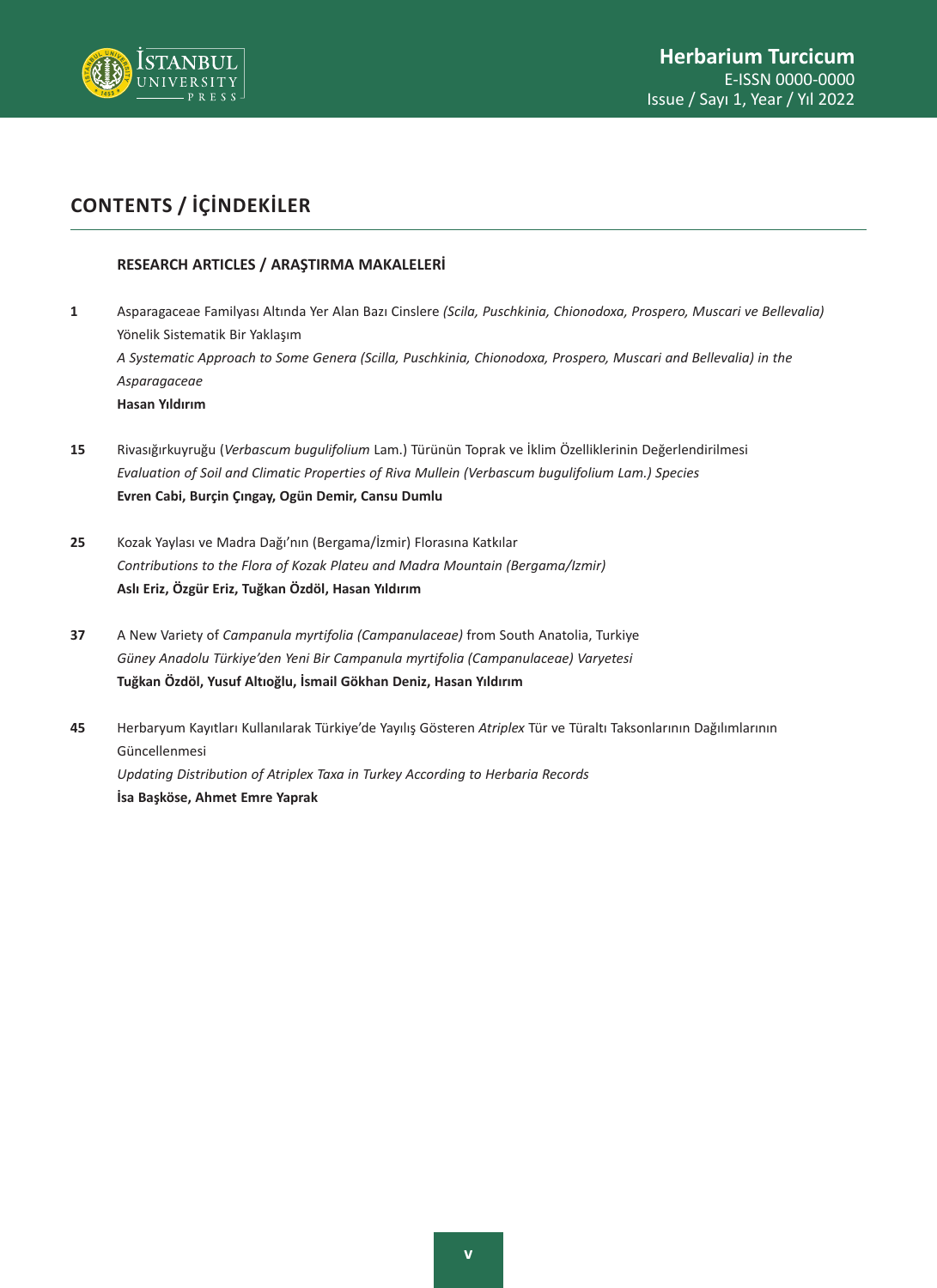## CONTENTS / İÇİNDEKİLER

### RESEARCH ARTICLES / ARAŞTIRMA MAKALELERİ

**1** Asparagaceae Familyası Altında Yer Alan Bazı Cinslere *(Scila, Puschkinia, Chionodoxa, Prospero, Muscari ve Bellevalia)* Yönelik Sistematik Bir Yaklaşım
*A Systematic Approach to Some Genera (Scilla, Puschkinia, Chionodoxa, Prospero, Muscari and Bellevalia) in the Asparagaceae*
**Hasan Yıldırım**

**15** Rivasığırkuyruğu (*Verbascum bugulifolium* Lam.) Türünün Toprak ve İklim Özelliklerinin Değerlendirilmesi
*Evaluation of Soil and Climatic Properties of Riva Mullein (Verbascum bugulifolium Lam.) Species*
**Evren Cabi, Burçin Çıngay, Ogün Demir, Cansu Dumlu**

**25** Kozak Yaylası ve Madra Dağı'nın (Bergama/İzmir) Florasına Katkılar
*Contributions to the Flora of Kozak Plateu and Madra Mountain (Bergama/Izmir)*
**Aslı Eriz, Özgür Eriz, Tuğkan Özdöl, Hasan Yıldırım**

**37** A New Variety of *Campanula myrtifolia (Campanulaceae)* from South Anatolia, Turkiye
*Güney Anadolu Türkiye'den Yeni Bir Campanula myrtifolia (Campanulaceae) Varyetesi*
**Tuğkan Özdöl, Yusuf Altıoğlu, İsmail Gökhan Deniz, Hasan Yıldırım**

**45** Herbaryum Kayıtları Kullanılarak Türkiye'de Yayılış Gösteren *Atriplex* Tür ve Türaltı Taksonlarının Dağılımlarının Güncellenmesi
*Updating Distribution of Atriplex Taxa in Turkey According to Herbaria Records*
**İsa Başköse, Ahmet Emre Yaprak**